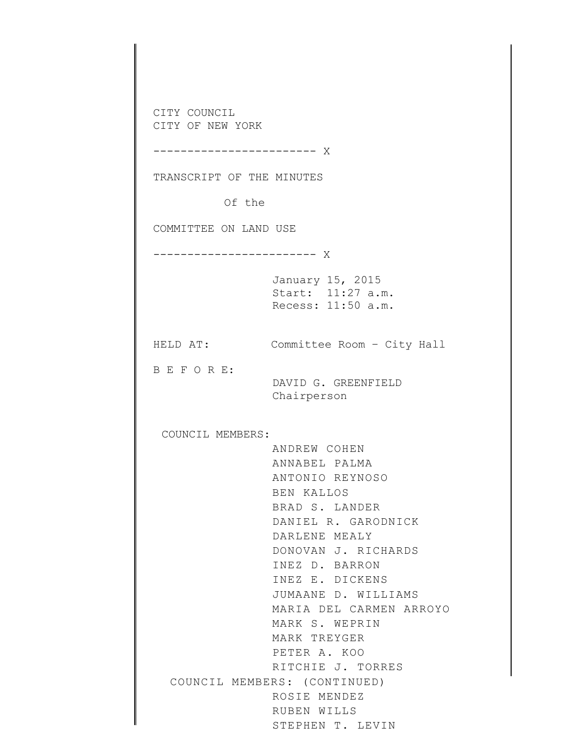CITY COUNCIL
CITY OF NEW YORK

------------------------ X

TRANSCRIPT OF THE MINUTES

Of the

COMMITTEE ON LAND USE

------------------------ X

January 15, 2015
Start: 11:27 a.m.
Recess: 11:50 a.m.

HELD AT: Committee Room – City Hall

B E F O R E:

DAVID G. GREENFIELD
Chairperson

COUNCIL MEMBERS:

ANDREW COHEN
ANNABEL PALMA
ANTONIO REYNOSO
BEN KALLOS
BRAD S. LANDER
DANIEL R. GARODNICK
DARLENE MEALY
DONOVAN J. RICHARDS
INEZ D. BARRON
INEZ E. DICKENS
JUMAANE D. WILLIAMS
MARIA DEL CARMEN ARROYO
MARK S. WEPRIN
MARK TREYGER
PETER A. KOO
RITCHIE J. TORRES

COUNCIL MEMBERS: (CONTINUED)

ROSIE MENDEZ
RUBEN WILLS
STEPHEN T. LEVIN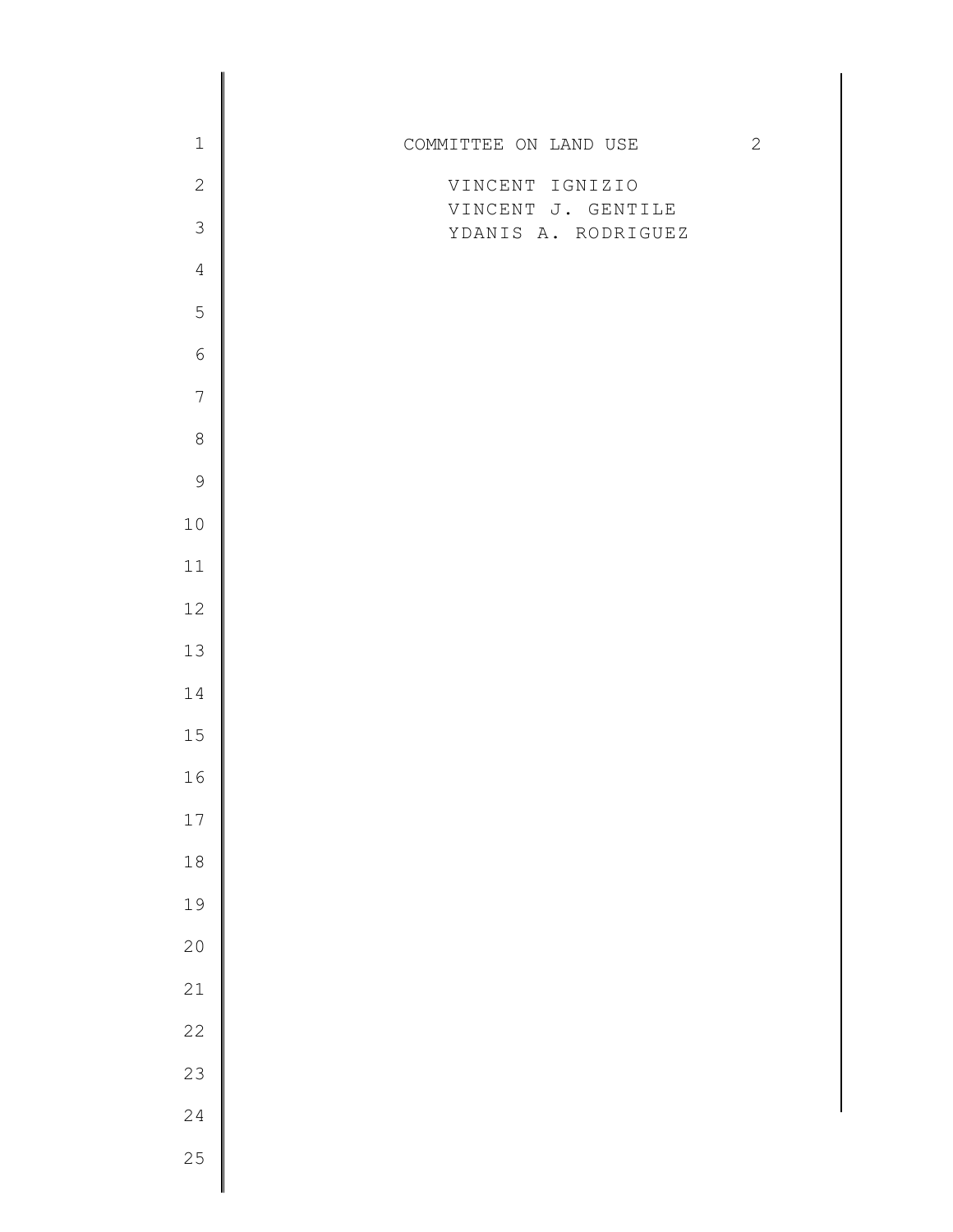VINCENT IGNIZIO
VINCENT J. GENTILE
YDANIS A. RODRIGUEZ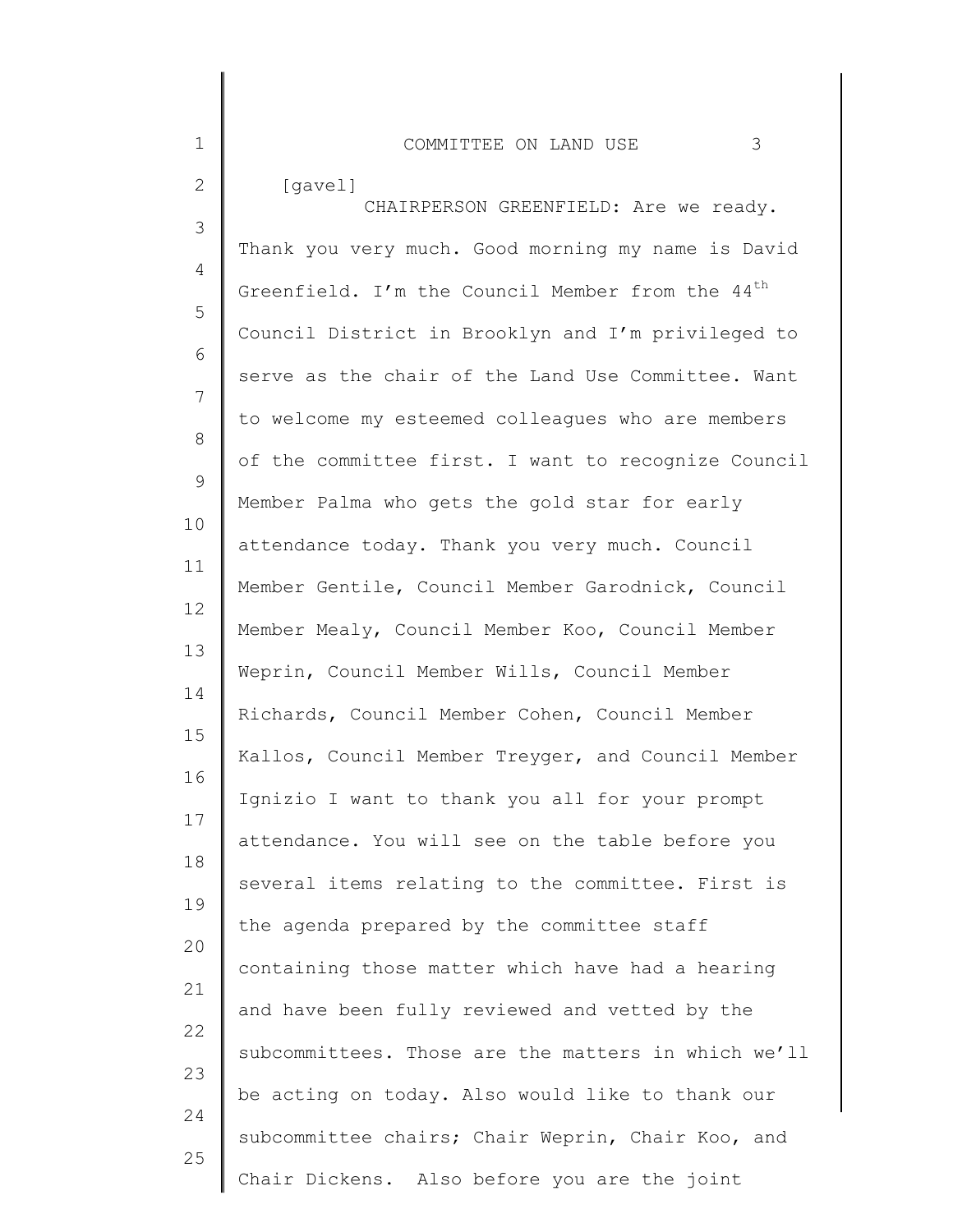[gavel]

CHAIRPERSON GREENFIELD: Are we ready. Thank you very much. Good morning my name is David Greenfield. I'm the Council Member from the 44th Council District in Brooklyn and I'm privileged to serve as the chair of the Land Use Committee. Want to welcome my esteemed colleagues who are members of the committee first. I want to recognize Council Member Palma who gets the gold star for early attendance today. Thank you very much. Council Member Gentile, Council Member Garodnick, Council Member Mealy, Council Member Koo, Council Member Weprin, Council Member Wills, Council Member Richards, Council Member Cohen, Council Member Kallos, Council Member Treyger, and Council Member Ignizio I want to thank you all for your prompt attendance. You will see on the table before you several items relating to the committee. First is the agenda prepared by the committee staff containing those matter which have had a hearing and have been fully reviewed and vetted by the subcommittees. Those are the matters in which we'll be acting on today. Also would like to thank our subcommittee chairs; Chair Weprin, Chair Koo, and Chair Dickens. Also before you are the joint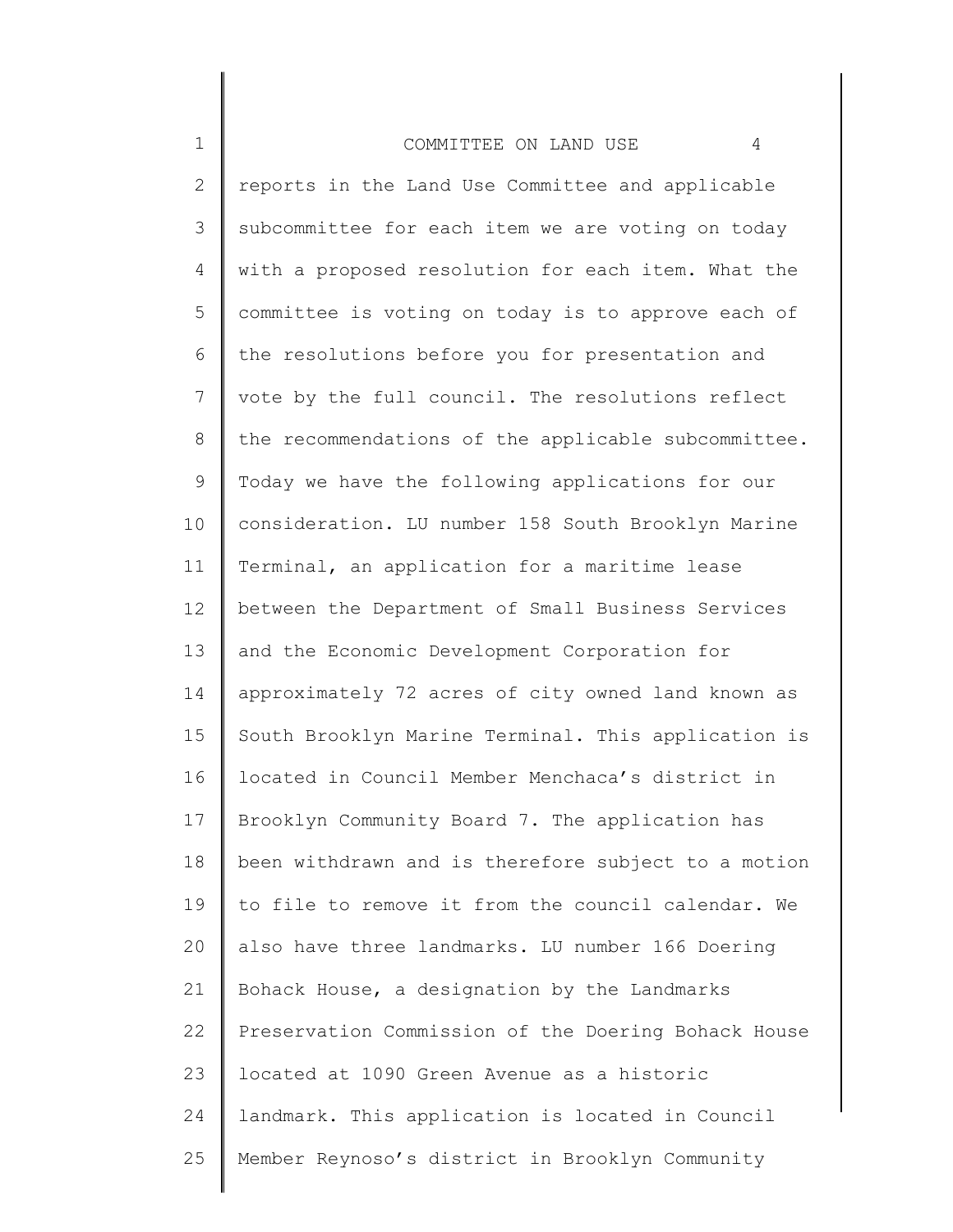reports in the Land Use Committee and applicable subcommittee for each item we are voting on today with a proposed resolution for each item. What the committee is voting on today is to approve each of the resolutions before you for presentation and vote by the full council. The resolutions reflect the recommendations of the applicable subcommittee. Today we have the following applications for our consideration. LU number 158 South Brooklyn Marine Terminal, an application for a maritime lease between the Department of Small Business Services and the Economic Development Corporation for approximately 72 acres of city owned land known as South Brooklyn Marine Terminal. This application is located in Council Member Menchaca's district in Brooklyn Community Board 7. The application has been withdrawn and is therefore subject to a motion to file to remove it from the council calendar. We also have three landmarks. LU number 166 Doering Bohack House, a designation by the Landmarks Preservation Commission of the Doering Bohack House located at 1090 Green Avenue as a historic landmark. This application is located in Council Member Reynoso's district in Brooklyn Community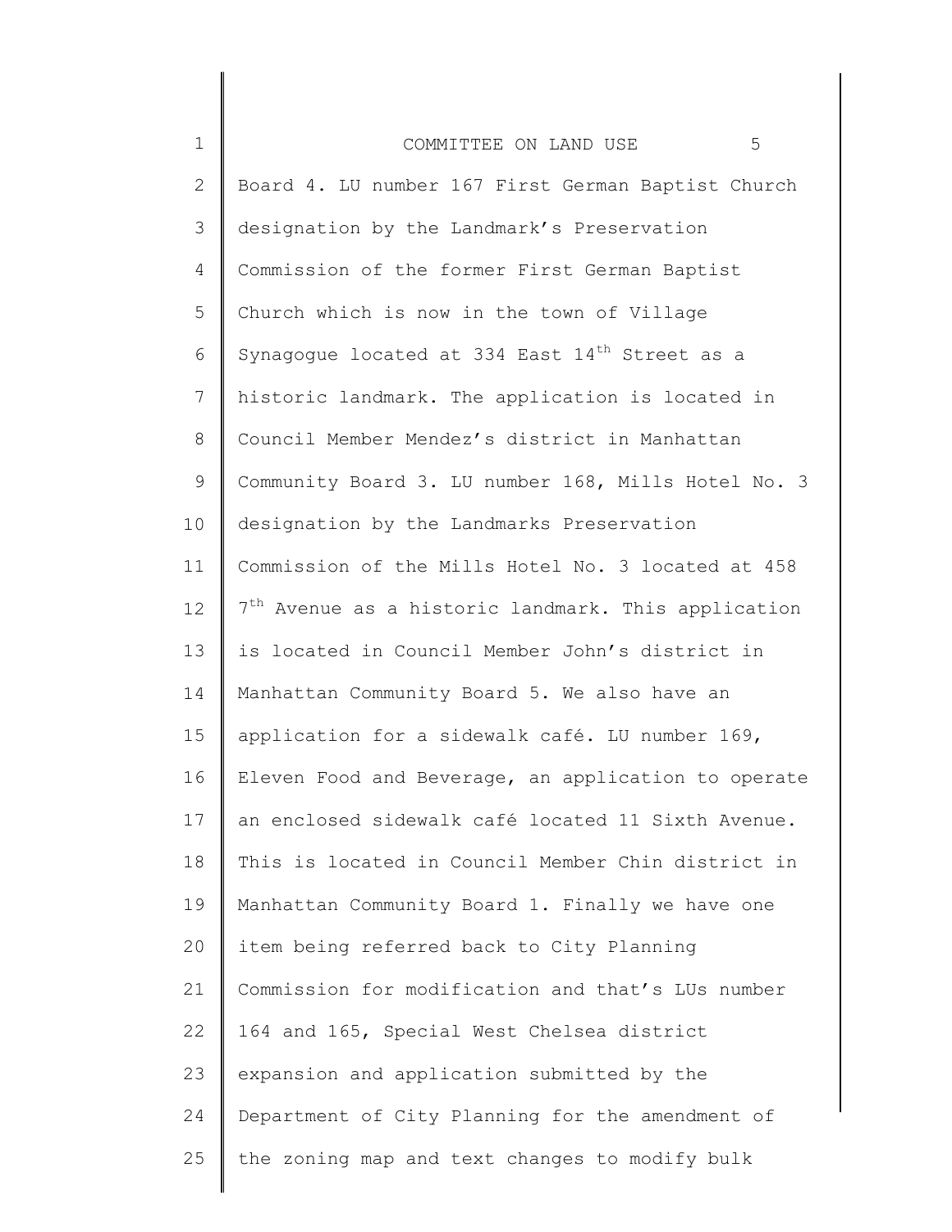Board 4. LU number 167 First German Baptist Church designation by the Landmark's Preservation Commission of the former First German Baptist Church which is now in the town of Village Synagogue located at 334 East 14th Street as a historic landmark. The application is located in Council Member Mendez's district in Manhattan Community Board 3. LU number 168, Mills Hotel No. 3 designation by the Landmarks Preservation Commission of the Mills Hotel No. 3 located at 458 7th Avenue as a historic landmark. This application is located in Council Member John's district in Manhattan Community Board 5. We also have an application for a sidewalk café. LU number 169, Eleven Food and Beverage, an application to operate an enclosed sidewalk café located 11 Sixth Avenue. This is located in Council Member Chin district in Manhattan Community Board 1. Finally we have one item being referred back to City Planning Commission for modification and that's LUs number 164 and 165, Special West Chelsea district expansion and application submitted by the Department of City Planning for the amendment of the zoning map and text changes to modify bulk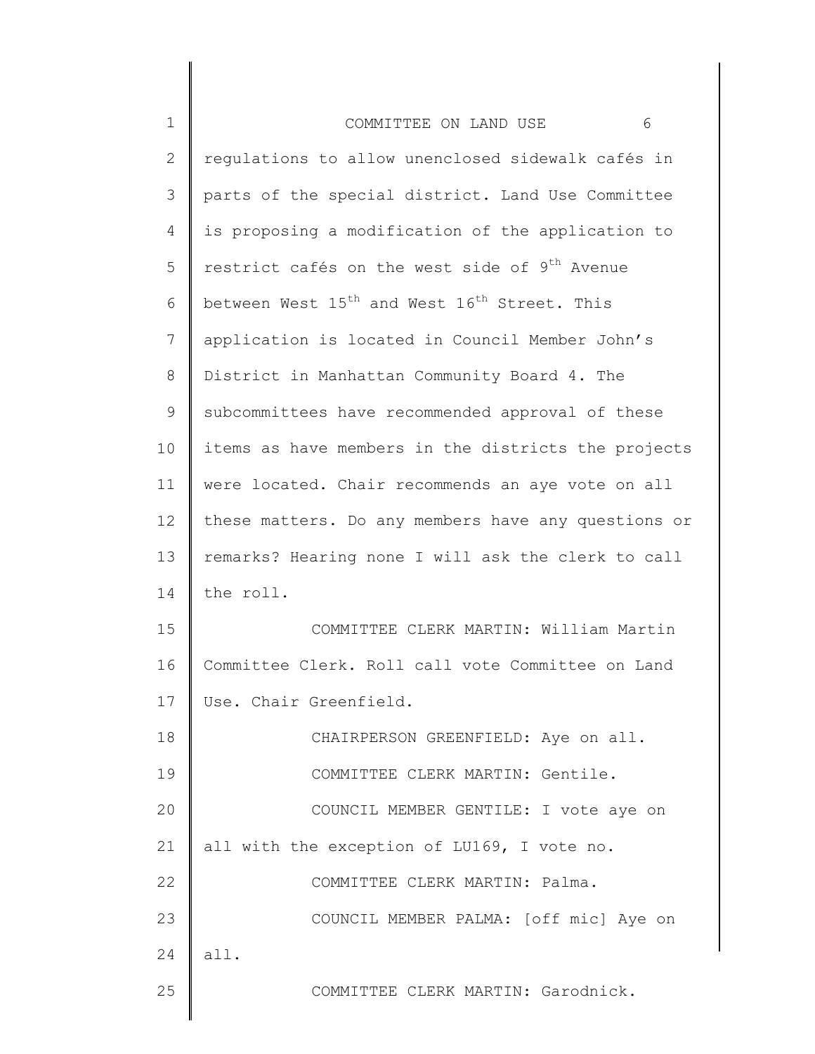regulations to allow unenclosed sidewalk cafés in parts of the special district. Land Use Committee is proposing a modification of the application to restrict cafés on the west side of 9th Avenue between West 15th and West 16th Street. This application is located in Council Member John's District in Manhattan Community Board 4. The subcommittees have recommended approval of these items as have members in the districts the projects were located. Chair recommends an aye vote on all these matters. Do any members have any questions or remarks? Hearing none I will ask the clerk to call the roll.

COMMITTEE CLERK MARTIN: William Martin Committee Clerk. Roll call vote Committee on Land Use. Chair Greenfield.

CHAIRPERSON GREENFIELD: Aye on all.

COMMITTEE CLERK MARTIN: Gentile.

COUNCIL MEMBER GENTILE: I vote aye on all with the exception of LU169, I vote no.

COMMITTEE CLERK MARTIN: Palma.

COUNCIL MEMBER PALMA: [off mic] Aye on all.

COMMITTEE CLERK MARTIN: Garodnick.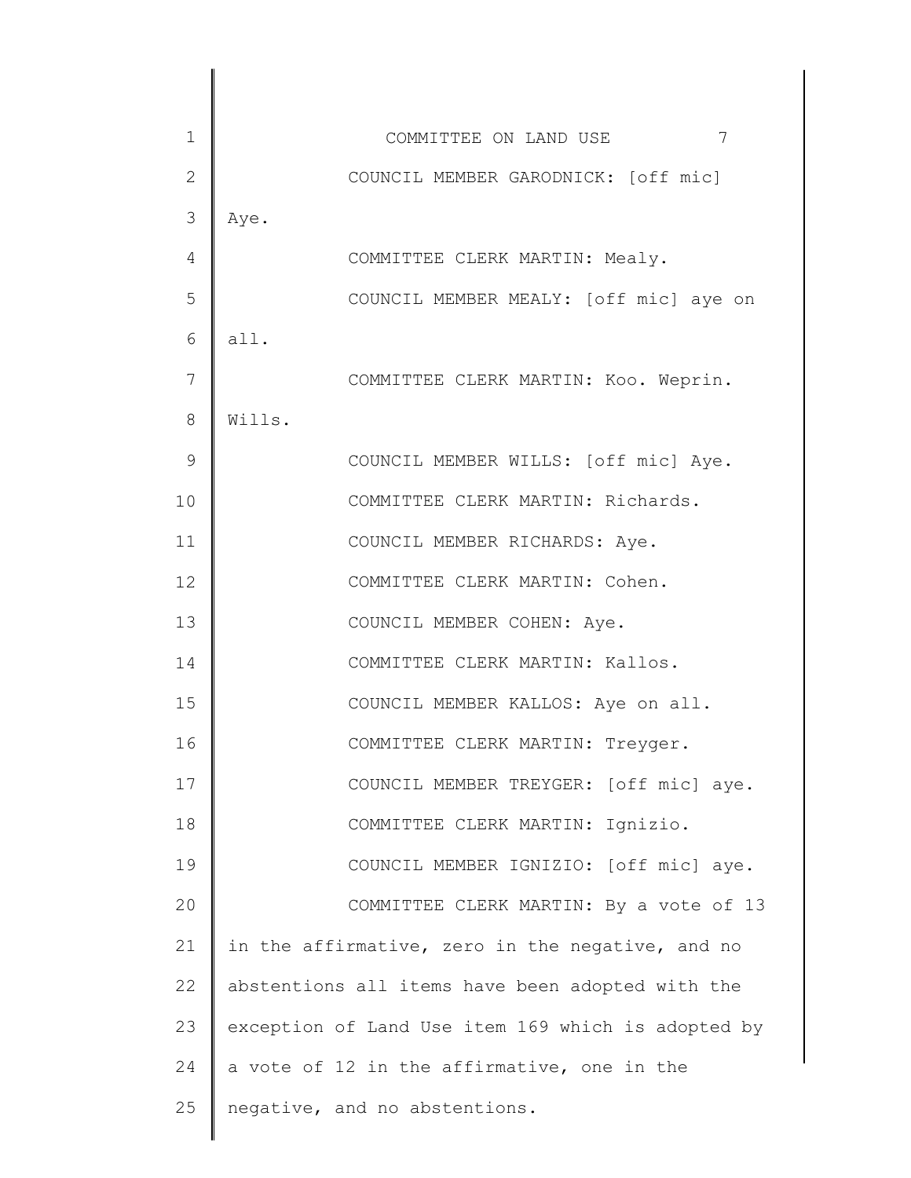COUNCIL MEMBER GARODNICK: [off mic] Aye.

COMMITTEE CLERK MARTIN: Mealy.

COUNCIL MEMBER MEALY: [off mic] aye on all.

COMMITTEE CLERK MARTIN: Koo. Weprin. Wills.

COUNCIL MEMBER WILLS: [off mic] Aye.

COMMITTEE CLERK MARTIN: Richards.

COUNCIL MEMBER RICHARDS: Aye.

COMMITTEE CLERK MARTIN: Cohen.

COUNCIL MEMBER COHEN: Aye.

COMMITTEE CLERK MARTIN: Kallos.

COUNCIL MEMBER KALLOS: Aye on all.

COMMITTEE CLERK MARTIN: Treyger.

COUNCIL MEMBER TREYGER: [off mic] aye.

COMMITTEE CLERK MARTIN: Ignizio.

COUNCIL MEMBER IGNIZIO: [off mic] aye.

COMMITTEE CLERK MARTIN: By a vote of 13 in the affirmative, zero in the negative, and no abstentions all items have been adopted with the exception of Land Use item 169 which is adopted by a vote of 12 in the affirmative, one in the negative, and no abstentions.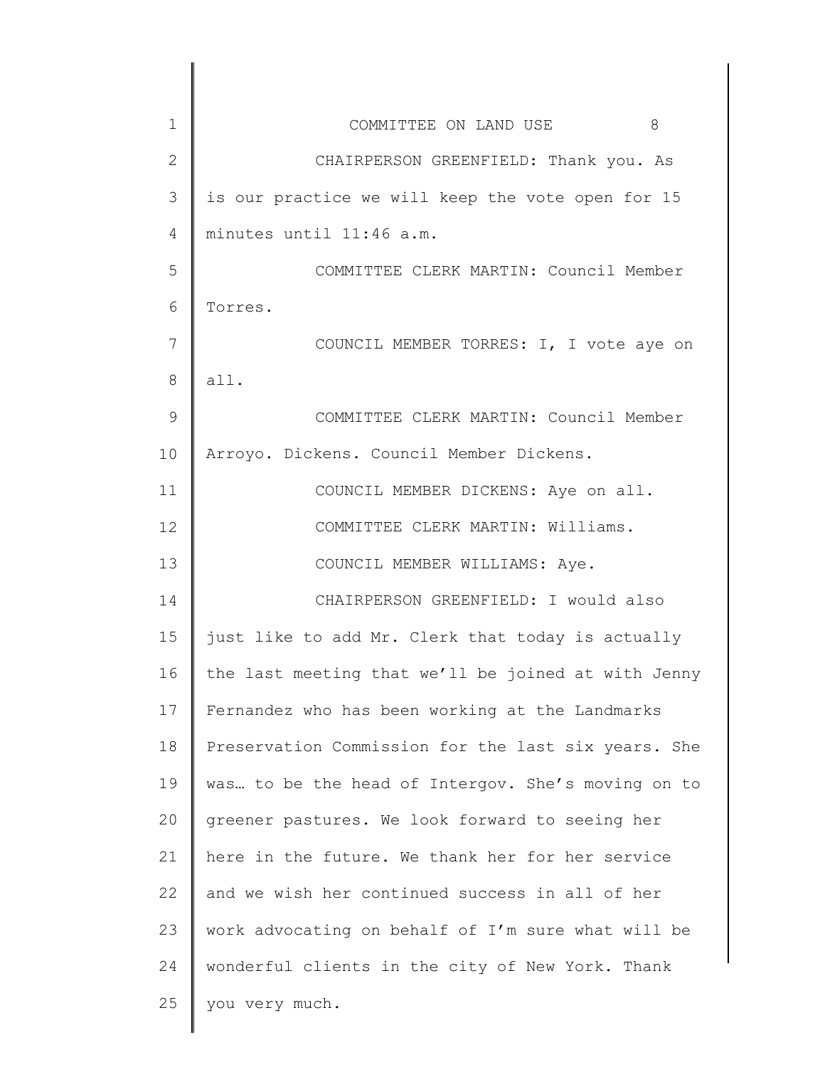CHAIRPERSON GREENFIELD: Thank you. As is our practice we will keep the vote open for 15 minutes until 11:46 a.m.

COMMITTEE CLERK MARTIN: Council Member Torres.

COUNCIL MEMBER TORRES: I, I vote aye on all.

COMMITTEE CLERK MARTIN: Council Member Arroyo. Dickens. Council Member Dickens.

COUNCIL MEMBER DICKENS: Aye on all.

COMMITTEE CLERK MARTIN: Williams.

COUNCIL MEMBER WILLIAMS: Aye.

CHAIRPERSON GREENFIELD: I would also just like to add Mr. Clerk that today is actually the last meeting that we'll be joined at with Jenny Fernandez who has been working at the Landmarks Preservation Commission for the last six years. She was… to be the head of Intergov. She's moving on to greener pastures. We look forward to seeing her here in the future. We thank her for her service and we wish her continued success in all of her work advocating on behalf of I'm sure what will be wonderful clients in the city of New York. Thank you very much.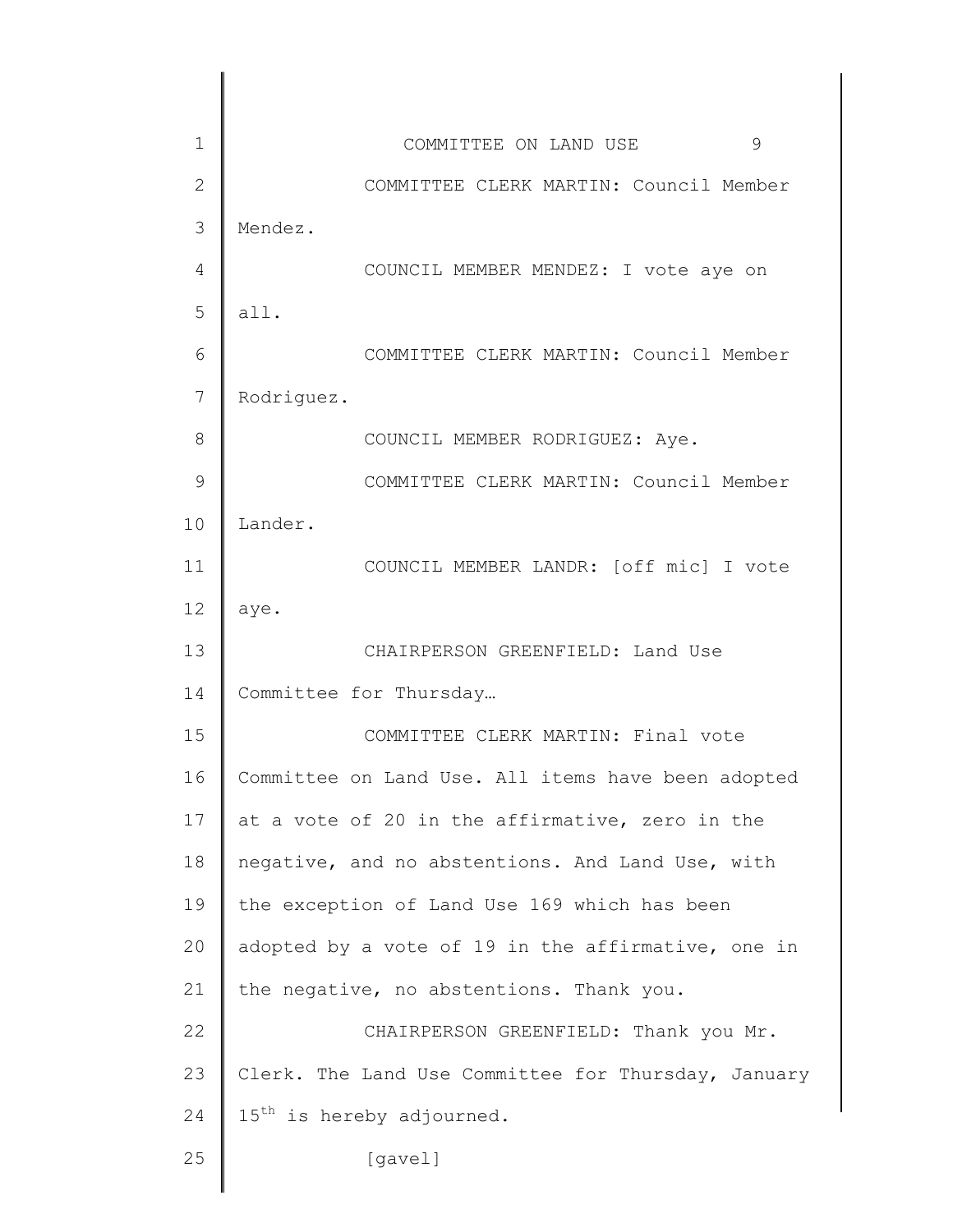COMMITTEE CLERK MARTIN: Council Member Mendez.

COUNCIL MEMBER MENDEZ: I vote aye on all.

COMMITTEE CLERK MARTIN: Council Member Rodriguez.

COUNCIL MEMBER RODRIGUEZ: Aye.

COMMITTEE CLERK MARTIN: Council Member Lander.

COUNCIL MEMBER LANDR: [off mic] I vote aye.

CHAIRPERSON GREENFIELD: Land Use Committee for Thursday…

COMMITTEE CLERK MARTIN: Final vote Committee on Land Use. All items have been adopted at a vote of 20 in the affirmative, zero in the negative, and no abstentions. And Land Use, with the exception of Land Use 169 which has been adopted by a vote of 19 in the affirmative, one in the negative, no abstentions. Thank you.

CHAIRPERSON GREENFIELD: Thank you Mr. Clerk. The Land Use Committee for Thursday, January 15th is hereby adjourned.

[gavel]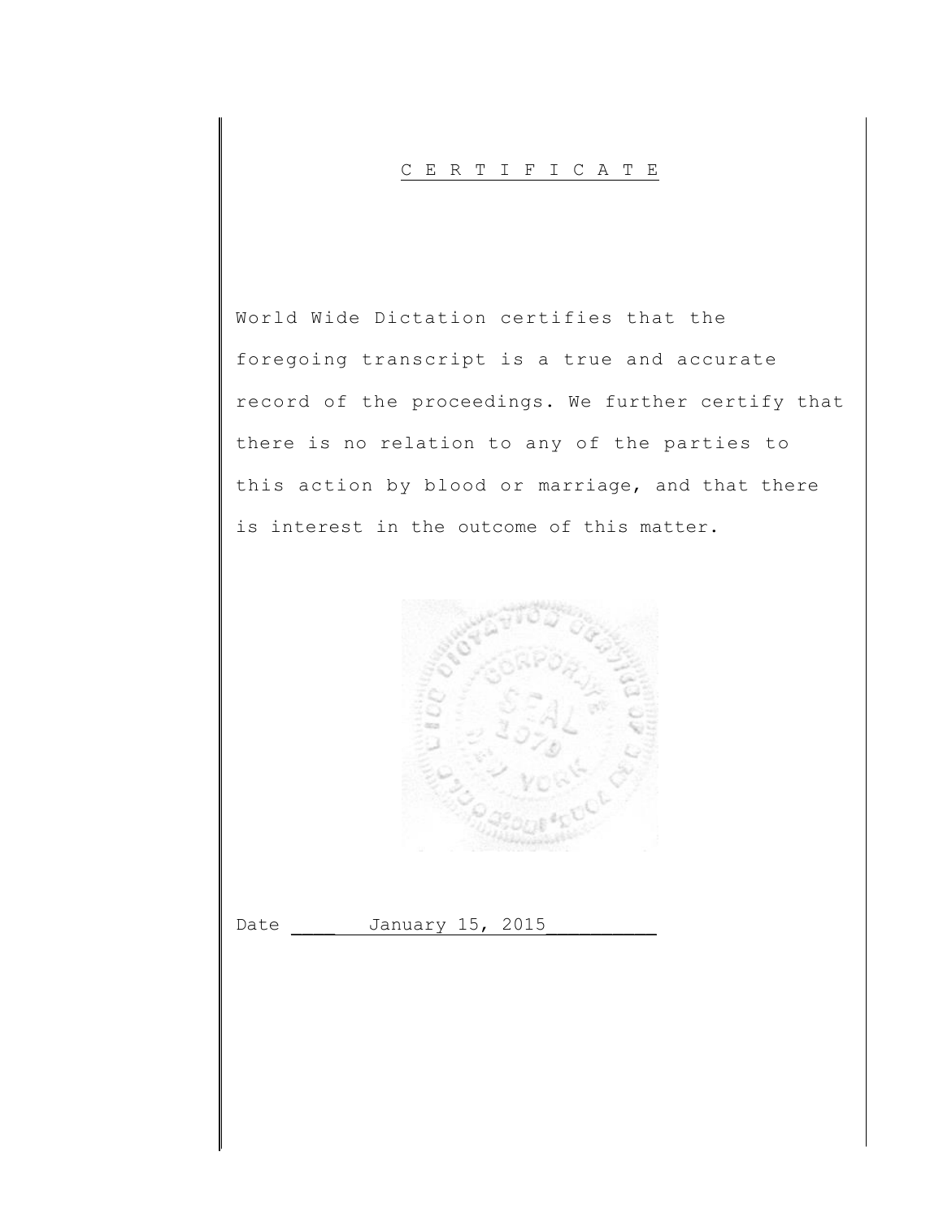# C E R T I F I C A T E

World Wide Dictation certifies that the foregoing transcript is a true and accurate record of the proceedings. We further certify that there is no relation to any of the parties to this action by blood or marriage, and that there is interest in the outcome of this matter.

Date \_\_\_\_ January 15, 2015\_\_\_\_\_\_\_\_\_